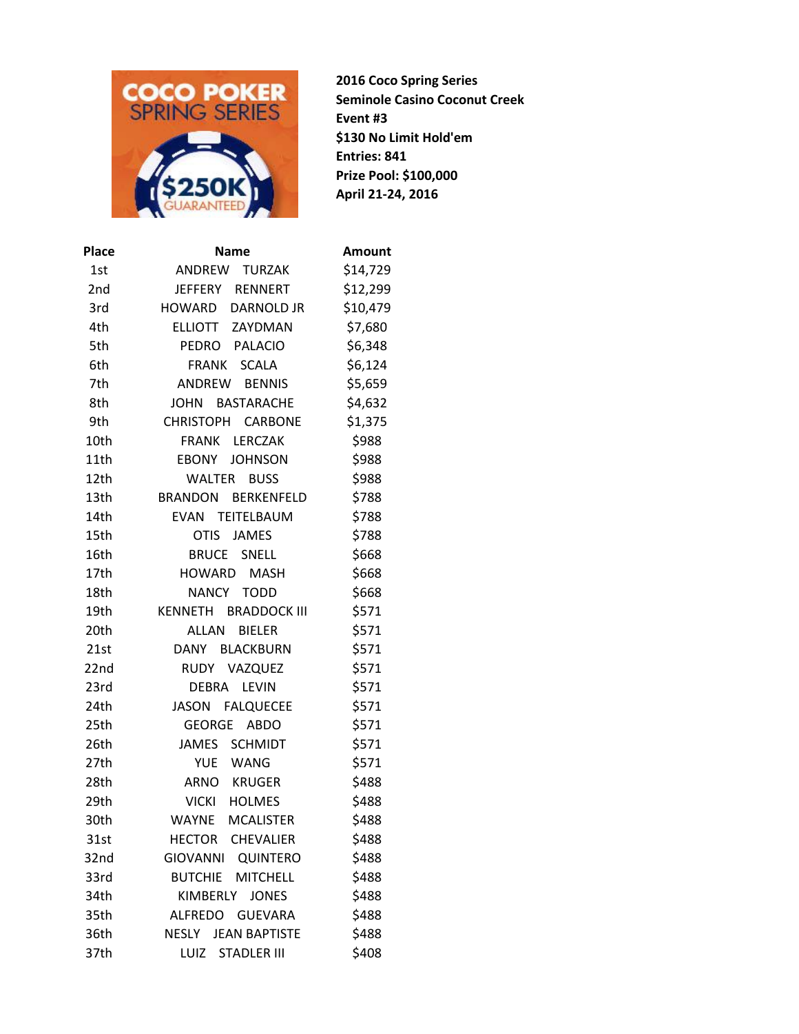**2016 Coco Spring Series**
**Seminole Casino Coconut Creek**
**Event #3**
**$130 No Limit Hold'em**
**Entries: 841**
**Prize Pool: $100,000**
**April 21-24, 2016**

| Place | Name | Amount |
|---|---|---|
| 1st | ANDREW TURZAK | $14,729 |
| 2nd | JEFFERY RENNERT | $12,299 |
| 3rd | HOWARD DARNOLD JR | $10,479 |
| 4th | ELLIOTT ZAYDMAN | $7,680 |
| 5th | PEDRO PALACIO | $6,348 |
| 6th | FRANK SCALA | $6,124 |
| 7th | ANDREW BENNIS | $5,659 |
| 8th | JOHN BASTARACHE | $4,632 |
| 9th | CHRISTOPH CARBONE | $1,375 |
| 10th | FRANK LERCZAK | $988 |
| 11th | EBONY JOHNSON | $988 |
| 12th | WALTER BUSS | $988 |
| 13th | BRANDON BERKENFELD | $788 |
| 14th | EVAN TEITELBAUM | $788 |
| 15th | OTIS JAMES | $788 |
| 16th | BRUCE SNELL | $668 |
| 17th | HOWARD MASH | $668 |
| 18th | NANCY TODD | $668 |
| 19th | KENNETH BRADDOCK III | $571 |
| 20th | ALLAN BIELER | $571 |
| 21st | DANY BLACKBURN | $571 |
| 22nd | RUDY VAZQUEZ | $571 |
| 23rd | DEBRA LEVIN | $571 |
| 24th | JASON FALQUECEE | $571 |
| 25th | GEORGE ABDO | $571 |
| 26th | JAMES SCHMIDT | $571 |
| 27th | YUE WANG | $571 |
| 28th | ARNO KRUGER | $488 |
| 29th | VICKI HOLMES | $488 |
| 30th | WAYNE MCALISTER | $488 |
| 31st | HECTOR CHEVALIER | $488 |
| 32nd | GIOVANNI QUINTERO | $488 |
| 33rd | BUTCHIE MITCHELL | $488 |
| 34th | KIMBERLY JONES | $488 |
| 35th | ALFREDO GUEVARA | $488 |
| 36th | NESLY JEAN BAPTISTE | $488 |
| 37th | LUIZ STADLER III | $408 |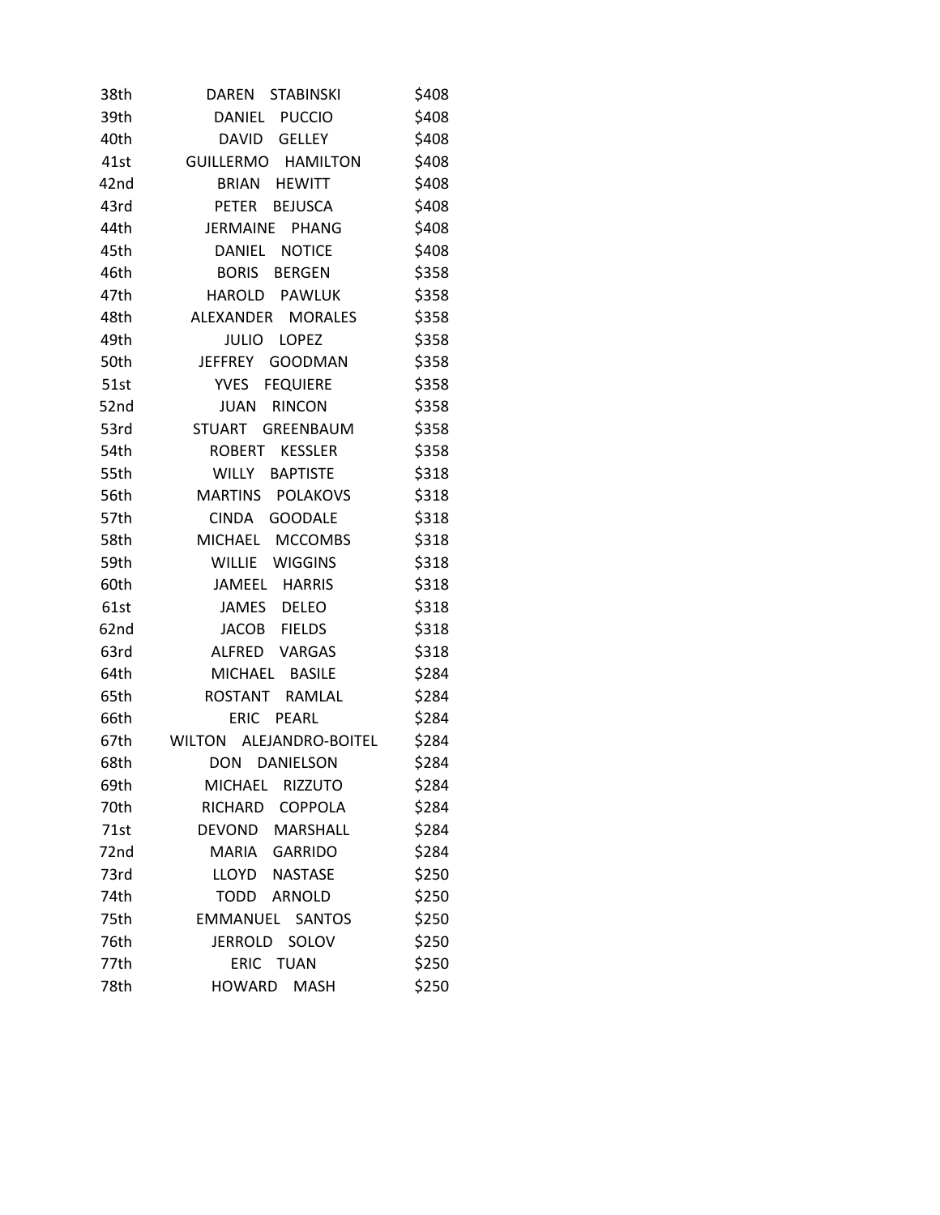| | | |
|---|---|---|
| 38th | DAREN STABINSKI | $408 |
| 39th | DANIEL PUCCIO | $408 |
| 40th | DAVID GELLEY | $408 |
| 41st | GUILLERMO HAMILTON | $408 |
| 42nd | BRIAN HEWITT | $408 |
| 43rd | PETER BEJUSCA | $408 |
| 44th | JERMAINE PHANG | $408 |
| 45th | DANIEL NOTICE | $408 |
| 46th | BORIS BERGEN | $358 |
| 47th | HAROLD PAWLUK | $358 |
| 48th | ALEXANDER MORALES | $358 |
| 49th | JULIO LOPEZ | $358 |
| 50th | JEFFREY GOODMAN | $358 |
| 51st | YVES FEQUIERE | $358 |
| 52nd | JUAN RINCON | $358 |
| 53rd | STUART GREENBAUM | $358 |
| 54th | ROBERT KESSLER | $358 |
| 55th | WILLY BAPTISTE | $318 |
| 56th | MARTINS POLAKOVS | $318 |
| 57th | CINDA GOODALE | $318 |
| 58th | MICHAEL MCCOMBS | $318 |
| 59th | WILLIE WIGGINS | $318 |
| 60th | JAMEEL HARRIS | $318 |
| 61st | JAMES DELEO | $318 |
| 62nd | JACOB FIELDS | $318 |
| 63rd | ALFRED VARGAS | $318 |
| 64th | MICHAEL BASILE | $284 |
| 65th | ROSTANT RAMLAL | $284 |
| 66th | ERIC PEARL | $284 |
| 67th | WILTON ALEJANDRO-BOITEL | $284 |
| 68th | DON DANIELSON | $284 |
| 69th | MICHAEL RIZZUTO | $284 |
| 70th | RICHARD COPPOLA | $284 |
| 71st | DEVOND MARSHALL | $284 |
| 72nd | MARIA GARRIDO | $284 |
| 73rd | LLOYD NASTASE | $250 |
| 74th | TODD ARNOLD | $250 |
| 75th | EMMANUEL SANTOS | $250 |
| 76th | JERROLD SOLOV | $250 |
| 77th | ERIC TUAN | $250 |
| 78th | HOWARD MASH | $250 |